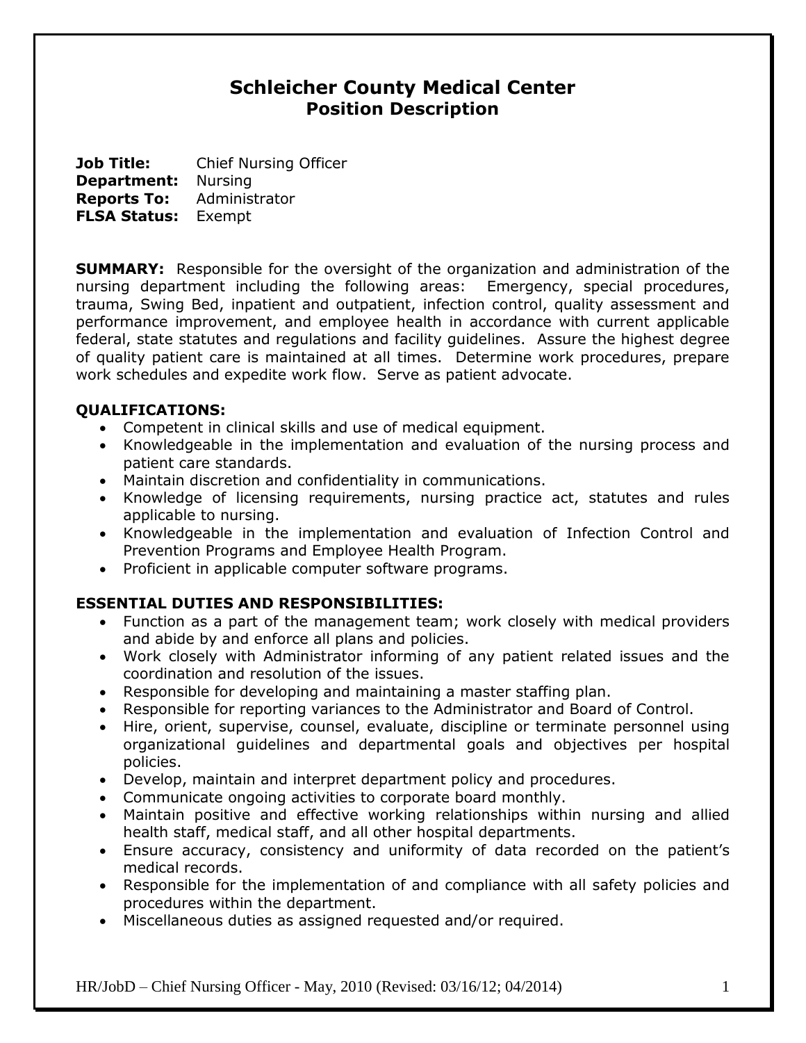# Schleicher County Medical Center
## Position Description

**Job Title:** Chief Nursing Officer
**Department:** Nursing
**Reports To:** Administrator
**FLSA Status:** Exempt

**SUMMARY:** Responsible for the oversight of the organization and administration of the nursing department including the following areas: Emergency, special procedures, trauma, Swing Bed, inpatient and outpatient, infection control, quality assessment and performance improvement, and employee health in accordance with current applicable federal, state statutes and regulations and facility guidelines. Assure the highest degree of quality patient care is maintained at all times. Determine work procedures, prepare work schedules and expedite work flow. Serve as patient advocate.

**QUALIFICATIONS:**

- Competent in clinical skills and use of medical equipment.
- Knowledgeable in the implementation and evaluation of the nursing process and patient care standards.
- Maintain discretion and confidentiality in communications.
- Knowledge of licensing requirements, nursing practice act, statutes and rules applicable to nursing.
- Knowledgeable in the implementation and evaluation of Infection Control and Prevention Programs and Employee Health Program.
- Proficient in applicable computer software programs.

**ESSENTIAL DUTIES AND RESPONSIBILITIES:**

- Function as a part of the management team; work closely with medical providers and abide by and enforce all plans and policies.
- Work closely with Administrator informing of any patient related issues and the coordination and resolution of the issues.
- Responsible for developing and maintaining a master staffing plan.
- Responsible for reporting variances to the Administrator and Board of Control.
- Hire, orient, supervise, counsel, evaluate, discipline or terminate personnel using organizational guidelines and departmental goals and objectives per hospital policies.
- Develop, maintain and interpret department policy and procedures.
- Communicate ongoing activities to corporate board monthly.
- Maintain positive and effective working relationships within nursing and allied health staff, medical staff, and all other hospital departments.
- Ensure accuracy, consistency and uniformity of data recorded on the patient's medical records.
- Responsible for the implementation of and compliance with all safety policies and procedures within the department.
- Miscellaneous duties as assigned requested and/or required.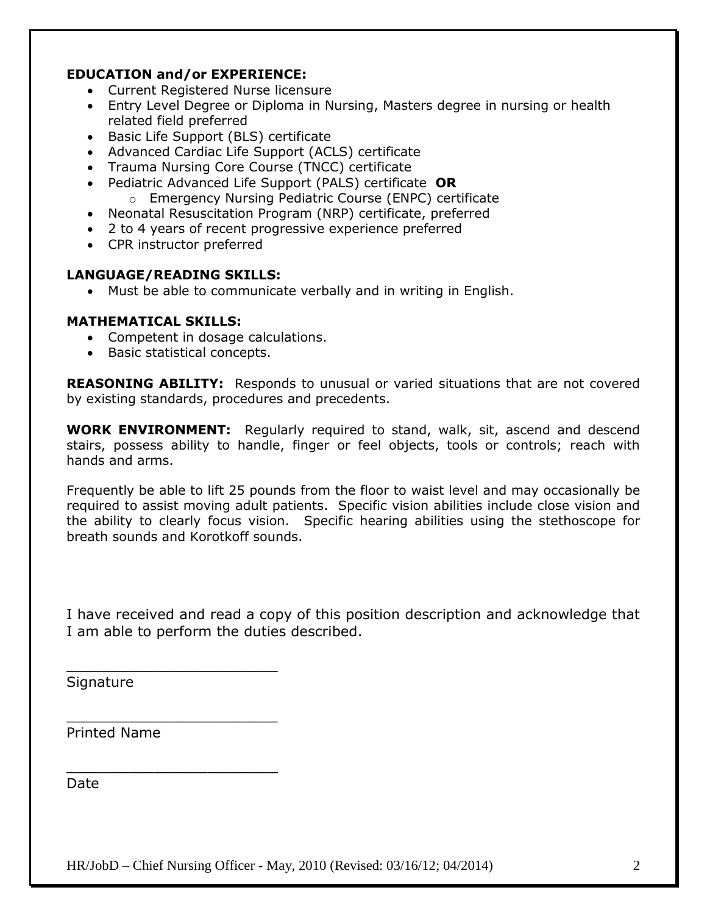**EDUCATION and/or EXPERIENCE:**

- Current Registered Nurse licensure
- Entry Level Degree or Diploma in Nursing, Masters degree in nursing or health related field preferred
- Basic Life Support (BLS) certificate
- Advanced Cardiac Life Support (ACLS) certificate
- Trauma Nursing Core Course (TNCC) certificate
- Pediatric Advanced Life Support (PALS) certificate **OR**
  - Emergency Nursing Pediatric Course (ENPC) certificate
- Neonatal Resuscitation Program (NRP) certificate, preferred
- 2 to 4 years of recent progressive experience preferred
- CPR instructor preferred

**LANGUAGE/READING SKILLS:**

- Must be able to communicate verbally and in writing in English.

**MATHEMATICAL SKILLS:**

- Competent in dosage calculations.
- Basic statistical concepts.

**REASONING ABILITY:** Responds to unusual or varied situations that are not covered by existing standards, procedures and precedents.

**WORK ENVIRONMENT:** Regularly required to stand, walk, sit, ascend and descend stairs, possess ability to handle, finger or feel objects, tools or controls; reach with hands and arms.

Frequently be able to lift 25 pounds from the floor to waist level and may occasionally be required to assist moving adult patients. Specific vision abilities include close vision and the ability to clearly focus vision. Specific hearing abilities using the stethoscope for breath sounds and Korotkoff sounds.

I have received and read a copy of this position description and acknowledge that I am able to perform the duties described.

\_\_\_\_\_\_\_\_\_\_\_\_\_\_\_\_\_\_\_\_\_\_\_\_\_\_

Signature

\_\_\_\_\_\_\_\_\_\_\_\_\_\_\_\_\_\_\_\_\_\_\_\_\_\_

Printed Name

\_\_\_\_\_\_\_\_\_\_\_\_\_\_\_\_\_\_\_\_\_\_\_\_\_\_

Date

HR/JobD – Chief Nursing Officer - May, 2010 (Revised: 03/16/12; 04/2014)